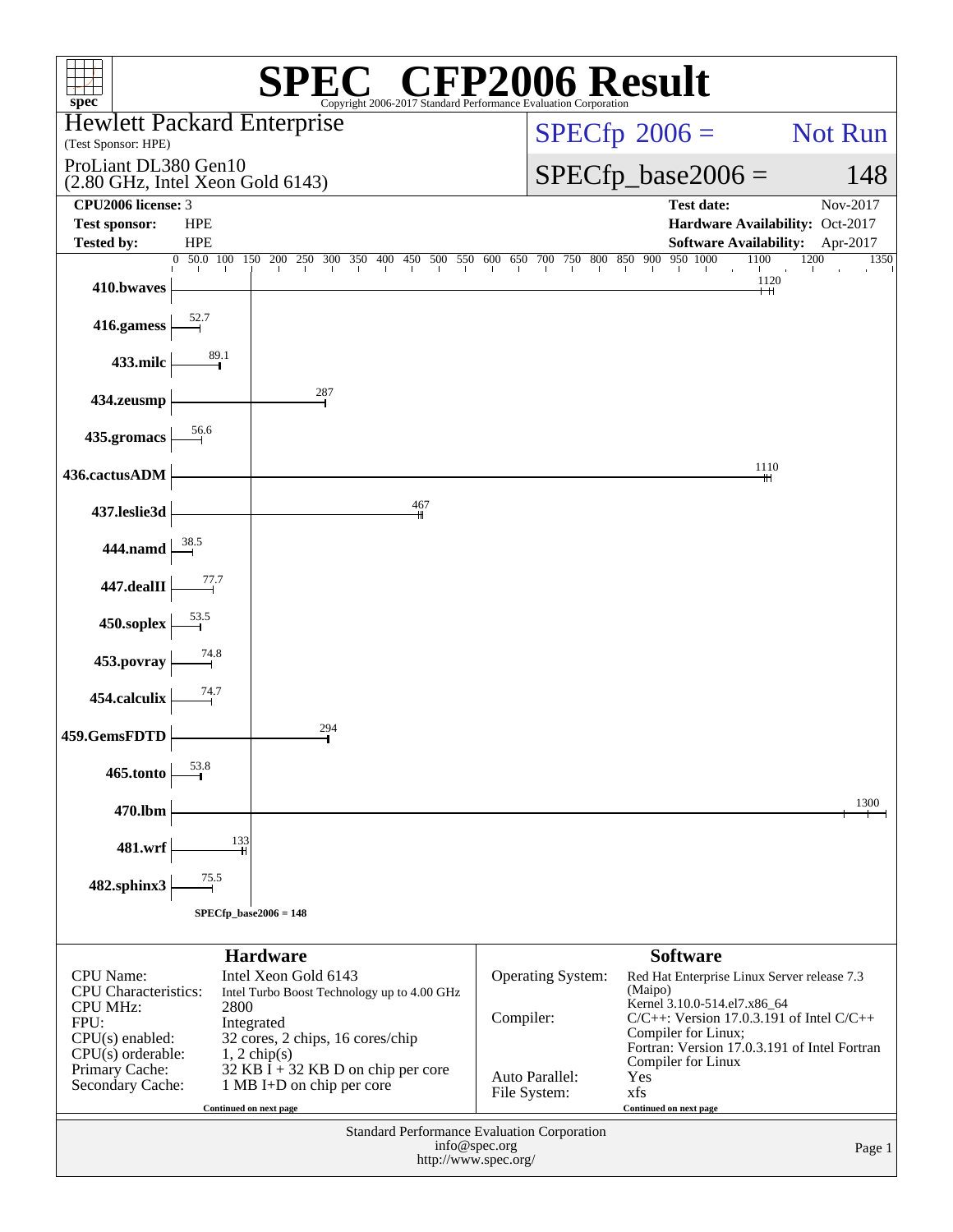# SPEC® CFP2006 Result

Copyright 2006-2017 Standard Performance Evaluation Corporation

**Hewlett Packard Enterprise**
(Test Sponsor: HPE)

ProLiant DL380 Gen10
(2.80 GHz, Intel Xeon Gold 6143)

SPECfp 2006 = Not Run

SPECfp_base2006 = 148

| | | | |
|---|---|---|---|
| **CPU2006 license:** | 3 | **Test date:** | Nov-2017 |
| **Test sponsor:** | HPE | **Hardware Availability:** | Oct-2017 |
| **Tested by:** | HPE | **Software Availability:** | Apr-2017 |

| Benchmark | Base Ratio |
|---|---|
| 410.bwaves | 1120 |
| 416.gamess | 52.7 |
| 433.milc | 89.1 |
| 434.zeusmp | 287 |
| 435.gromacs | 56.6 |
| 436.cactusADM | 1110 |
| 437.leslie3d | 467 |
| 444.namd | 38.5 |
| 447.dealII | 77.7 |
| 450.soplex | 53.5 |
| 453.povray | 74.8 |
| 454.calculix | 74.7 |
| 459.GemsFDTD | 294 |
| 465.tonto | 53.8 |
| 470.lbm | 1300 |
| 481.wrf | 133 |
| 482.sphinx3 | 75.5 |

SPECfp_base2006 = 148

## Hardware

| | |
|---|---|
| CPU Name: | Intel Xeon Gold 6143 |
| CPU Characteristics: | Intel Turbo Boost Technology up to 4.00 GHz |
| CPU MHz: | 2800 |
| FPU: | Integrated |
| CPU(s) enabled: | 32 cores, 2 chips, 16 cores/chip |
| CPU(s) orderable: | 1, 2 chip(s) |
| Primary Cache: | 32 KB I + 32 KB D on chip per core |
| Secondary Cache: | 1 MB I+D on chip per core |

Continued on next page

## Software

| | |
|---|---|
| Operating System: | Red Hat Enterprise Linux Server release 7.3 (Maipo) Kernel 3.10.0-514.el7.x86_64 |
| Compiler: | C/C++: Version 17.0.3.191 of Intel C/C++ Compiler for Linux; Fortran: Version 17.0.3.191 of Intel Fortran Compiler for Linux |
| Auto Parallel: | Yes |
| File System: | xfs |

Continued on next page

Standard Performance Evaluation Corporation
info@spec.org
http://www.spec.org/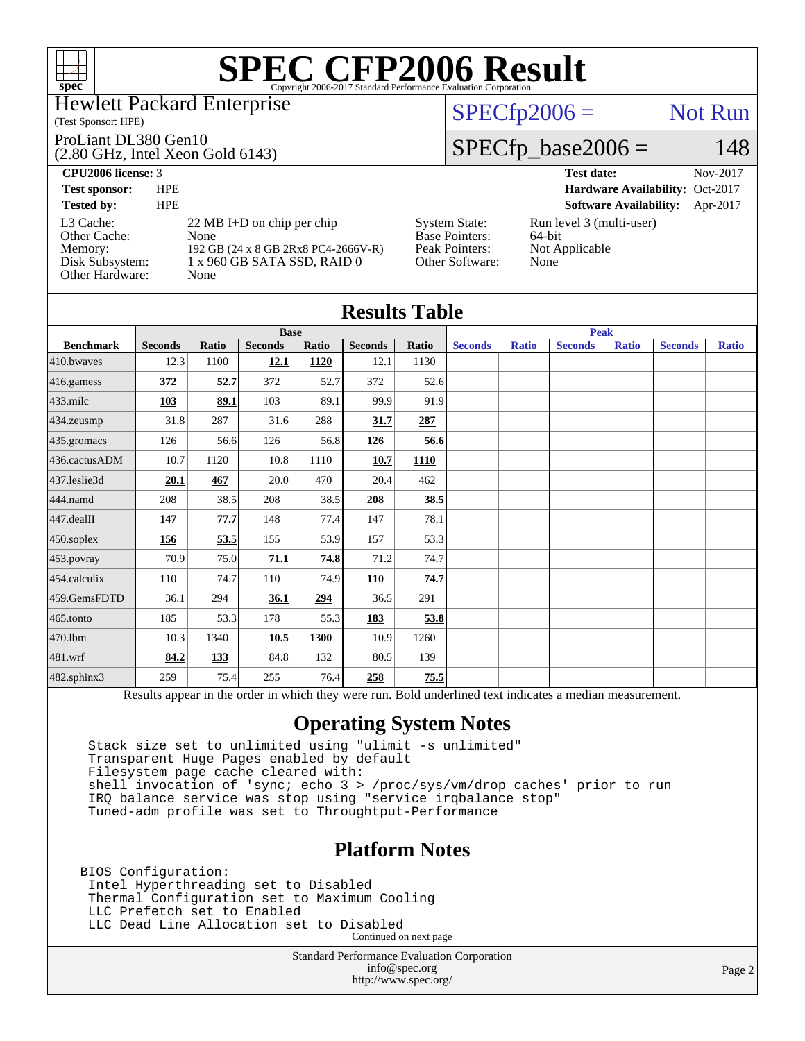# SPEC CFP2006 Result

Copyright 2006-2017 Standard Performance Evaluation Corporation

**Hewlett Packard Enterprise**
(Test Sponsor: HPE)

ProLiant DL380 Gen10
(2.80 GHz, Intel Xeon Gold 6143)

SPECfp2006 = Not Run

SPECfp_base2006 = 148

| | | | |
|---|---|---|---|
| **CPU2006 license:** 3 | | **Test date:** | Nov-2017 |
| **Test sponsor:** | HPE | **Hardware Availability:** | Oct-2017 |
| **Tested by:** | HPE | **Software Availability:** | Apr-2017 |

| | | | |
|---|---|---|---|
| L3 Cache: | 22 MB I+D on chip per chip | System State: | Run level 3 (multi-user) |
| Other Cache: | None | Base Pointers: | 64-bit |
| Memory: | 192 GB (24 x 8 GB 2Rx8 PC4-2666V-R) | Peak Pointers: | Not Applicable |
| Disk Subsystem: | 1 x 960 GB SATA SSD, RAID 0 | Other Software: | None |
| Other Hardware: | None | | |

## Results Table

| | Base | | | | | | Peak | | | | | |
|---|---|---|---|---|---|---|---|---|---|---|---|---|
| **Benchmark** | **Seconds** | **Ratio** | **Seconds** | **Ratio** | **Seconds** | **Ratio** | **Seconds** | **Ratio** | **Seconds** | **Ratio** | **Seconds** | **Ratio** |
| 410.bwaves | 12.3 | 1100 | **12.1** | **1120** | 12.1 | 1130 | | | | | | |
| 416.gamess | **372** | **52.7** | 372 | 52.7 | 372 | 52.6 | | | | | | |
| 433.milc | **103** | **89.1** | 103 | 89.1 | 99.9 | 91.9 | | | | | | |
| 434.zeusmp | 31.8 | 287 | 31.6 | 288 | **31.7** | **287** | | | | | | |
| 435.gromacs | 126 | 56.6 | 126 | 56.8 | **126** | **56.6** | | | | | | |
| 436.cactusADM | 10.7 | 1120 | 10.8 | 1110 | **10.7** | **1110** | | | | | | |
| 437.leslie3d | **20.1** | **467** | 20.0 | 470 | 20.4 | 462 | | | | | | |
| 444.namd | 208 | 38.5 | 208 | 38.5 | **208** | **38.5** | | | | | | |
| 447.dealII | **147** | **77.7** | 148 | 77.4 | 147 | 78.1 | | | | | | |
| 450.soplex | **156** | **53.5** | 155 | 53.9 | 157 | 53.3 | | | | | | |
| 453.povray | 70.9 | 75.0 | **71.1** | **74.8** | 71.2 | 74.7 | | | | | | |
| 454.calculix | 110 | 74.7 | 110 | 74.9 | **110** | **74.7** | | | | | | |
| 459.GemsFDTD | 36.1 | 294 | **36.1** | **294** | 36.5 | 291 | | | | | | |
| 465.tonto | 185 | 53.3 | 178 | 55.3 | **183** | **53.8** | | | | | | |
| 470.lbm | 10.3 | 1340 | **10.5** | **1300** | 10.9 | 1260 | | | | | | |
| 481.wrf | **84.2** | **133** | 84.8 | 132 | 80.5 | 139 | | | | | | |
| 482.sphinx3 | 259 | 75.4 | 255 | 76.4 | **258** | **75.5** | | | | | | |

Results appear in the order in which they were run. Bold underlined text indicates a median measurement.

## Operating System Notes

```
Stack size set to unlimited using "ulimit -s unlimited"
Transparent Huge Pages enabled by default
Filesystem page cache cleared with:
shell invocation of 'sync; echo 3 > /proc/sys/vm/drop_caches' prior to run
IRQ balance service was stop using "service irqbalance stop"
Tuned-adm profile was set to Throughtput-Performance
```

## Platform Notes

```
BIOS Configuration:
 Intel Hyperthreading set to Disabled
 Thermal Configuration set to Maximum Cooling
 LLC Prefetch set to Enabled
 LLC Dead Line Allocation set to Disabled
```

Continued on next page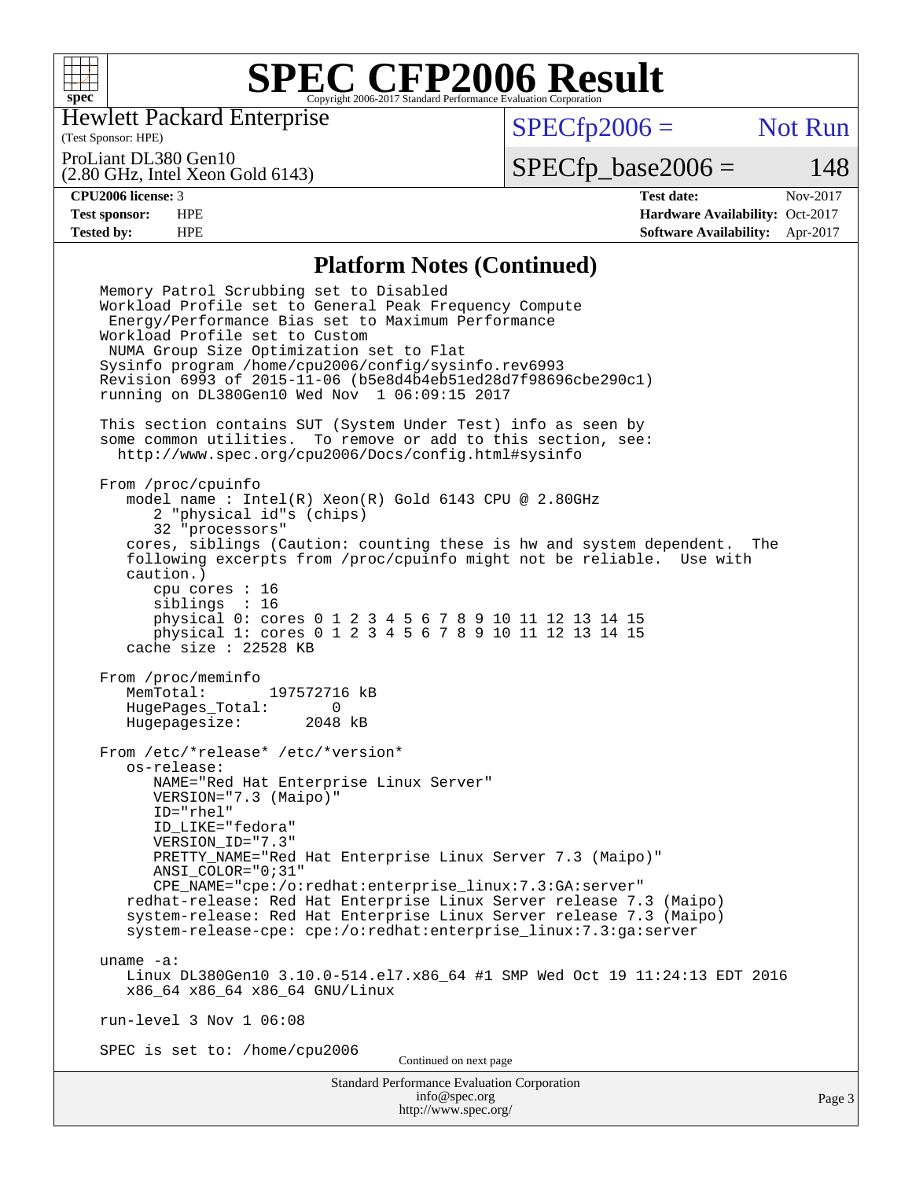# SPEC CFP2006 Result

Copyright 2006-2017 Standard Performance Evaluation Corporation

Hewlett Packard Enterprise
(Test Sponsor: HPE)

ProLiant DL380 Gen10
(2.80 GHz, Intel Xeon Gold 6143)

SPECfp2006 = Not Run

SPECfp_base2006 = 148

| | | | |
|---|---|---|---|
| **CPU2006 license:** 3 | | **Test date:** | Nov-2017 |
| **Test sponsor:** | HPE | **Hardware Availability:** | Oct-2017 |
| **Tested by:** | HPE | **Software Availability:** | Apr-2017 |

## Platform Notes (Continued)

```
Memory Patrol Scrubbing set to Disabled
Workload Profile set to General Peak Frequency Compute
 Energy/Performance Bias set to Maximum Performance
Workload Profile set to Custom
 NUMA Group Size Optimization set to Flat
Sysinfo program /home/cpu2006/config/sysinfo.rev6993
Revision 6993 of 2015-11-06 (b5e8d4b4eb51ed28d7f98696cbe290c1)
running on DL380Gen10 Wed Nov  1 06:09:15 2017

This section contains SUT (System Under Test) info as seen by
some common utilities.  To remove or add to this section, see:
  http://www.spec.org/cpu2006/Docs/config.html#sysinfo

From /proc/cpuinfo
   model name : Intel(R) Xeon(R) Gold 6143 CPU @ 2.80GHz
      2 "physical id"s (chips)
      32 "processors"
   cores, siblings (Caution: counting these is hw and system dependent.  The
   following excerpts from /proc/cpuinfo might not be reliable.  Use with
   caution.)
      cpu cores : 16
      siblings  : 16
      physical 0: cores 0 1 2 3 4 5 6 7 8 9 10 11 12 13 14 15
      physical 1: cores 0 1 2 3 4 5 6 7 8 9 10 11 12 13 14 15
   cache size : 22528 KB

From /proc/meminfo
   MemTotal:       197572716 kB
   HugePages_Total:       0
   Hugepagesize:       2048 kB

From /etc/*release* /etc/*version*
   os-release:
      NAME="Red Hat Enterprise Linux Server"
      VERSION="7.3 (Maipo)"
      ID="rhel"
      ID_LIKE="fedora"
      VERSION_ID="7.3"
      PRETTY_NAME="Red Hat Enterprise Linux Server 7.3 (Maipo)"
      ANSI_COLOR="0;31"
      CPE_NAME="cpe:/o:redhat:enterprise_linux:7.3:GA:server"
   redhat-release: Red Hat Enterprise Linux Server release 7.3 (Maipo)
   system-release: Red Hat Enterprise Linux Server release 7.3 (Maipo)
   system-release-cpe: cpe:/o:redhat:enterprise_linux:7.3:ga:server

uname -a:
   Linux DL380Gen10 3.10.0-514.el7.x86_64 #1 SMP Wed Oct 19 11:24:13 EDT 2016
   x86_64 x86_64 x86_64 GNU/Linux

run-level 3 Nov 1 06:08

SPEC is set to: /home/cpu2006
```

Continued on next page

Standard Performance Evaluation Corporation
info@spec.org
http://www.spec.org/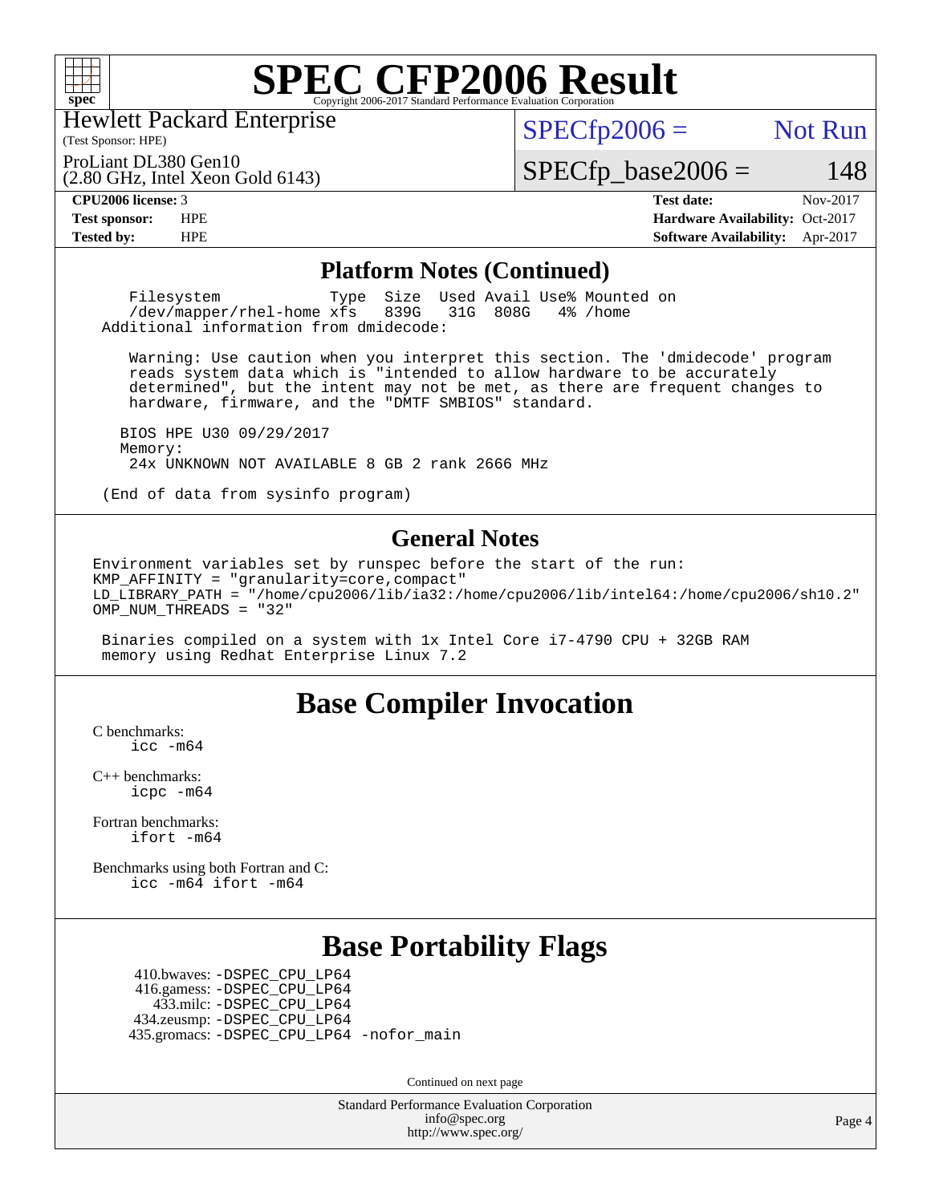# SPEC CFP2006 Result

Copyright 2006-2017 Standard Performance Evaluation Corporation

Hewlett Packard Enterprise
(Test Sponsor: HPE)

ProLiant DL380 Gen10
(2.80 GHz, Intel Xeon Gold 6143)

SPECfp2006 = Not Run

SPECfp_base2006 = 148

| | | | |
|---|---|---|---|
| **CPU2006 license:** | 3 | **Test date:** | Nov-2017 |
| **Test sponsor:** | HPE | **Hardware Availability:** | Oct-2017 |
| **Tested by:** | HPE | **Software Availability:** | Apr-2017 |

## Platform Notes (Continued)

```
  Filesystem              Type  Size  Used Avail Use% Mounted on
  /dev/mapper/rhel-home xfs   839G   31G  808G   4% /home
Additional information from dmidecode:

  Warning: Use caution when you interpret this section. The 'dmidecode' program
  reads system data which is "intended to allow hardware to be accurately
  determined", but the intent may not be met, as there are frequent changes to
  hardware, firmware, and the "DMTF SMBIOS" standard.

 BIOS HPE U30 09/29/2017
 Memory:
  24x UNKNOWN NOT AVAILABLE 8 GB 2 rank 2666 MHz

(End of data from sysinfo program)
```

## General Notes

```
Environment variables set by runspec before the start of the run:
KMP_AFFINITY = "granularity=core,compact"
LD_LIBRARY_PATH = "/home/cpu2006/lib/ia32:/home/cpu2006/lib/intel64:/home/cpu2006/sh10.2"
OMP_NUM_THREADS = "32"

 Binaries compiled on a system with 1x Intel Core i7-4790 CPU + 32GB RAM
 memory using Redhat Enterprise Linux 7.2
```

## Base Compiler Invocation

C benchmarks:
```
icc -m64
```

C++ benchmarks:
```
icpc -m64
```

Fortran benchmarks:
```
ifort -m64
```

Benchmarks using both Fortran and C:
```
icc -m64 ifort -m64
```

## Base Portability Flags

410.bwaves: -DSPEC_CPU_LP64
416.gamess: -DSPEC_CPU_LP64
433.milc: -DSPEC_CPU_LP64
434.zeusmp: -DSPEC_CPU_LP64
435.gromacs: -DSPEC_CPU_LP64 -nofor_main

Continued on next page

Standard Performance Evaluation Corporation
info@spec.org
http://www.spec.org/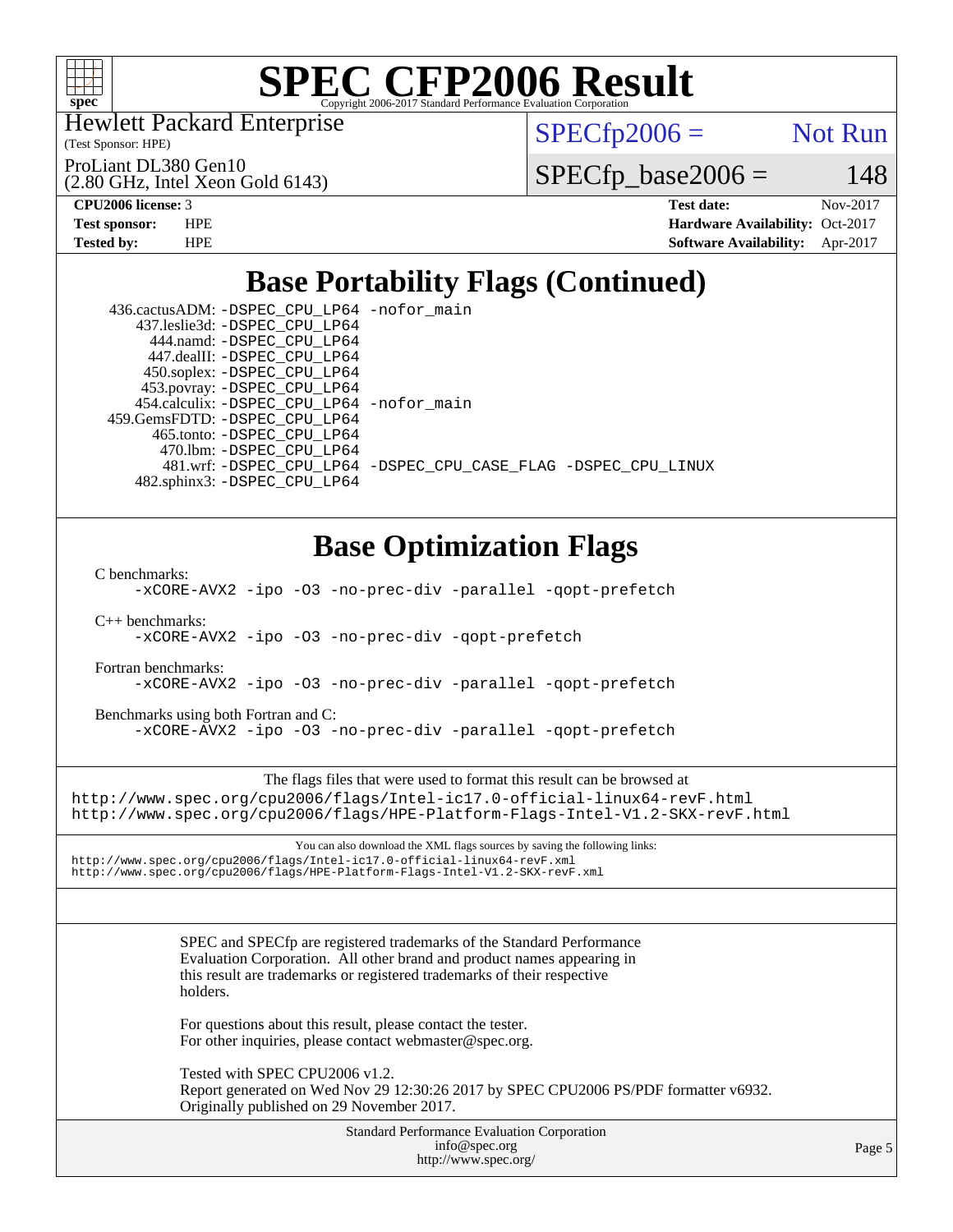# SPEC CFP2006 Result

Copyright 2006-2017 Standard Performance Evaluation Corporation

Hewlett Packard Enterprise
(Test Sponsor: HPE)

ProLiant DL380 Gen10
(2.80 GHz, Intel Xeon Gold 6143)

SPECfp2006 = Not Run

SPECfp_base2006 = 148

**CPU2006 license:** 3
**Test sponsor:** HPE
**Tested by:** HPE

**Test date:** Nov-2017
**Hardware Availability:** Oct-2017
**Software Availability:** Apr-2017

## Base Portability Flags (Continued)

436.cactusADM: -DSPEC_CPU_LP64 -nofor_main
437.leslie3d: -DSPEC_CPU_LP64
444.namd: -DSPEC_CPU_LP64
447.dealII: -DSPEC_CPU_LP64
450.soplex: -DSPEC_CPU_LP64
453.povray: -DSPEC_CPU_LP64
454.calculix: -DSPEC_CPU_LP64 -nofor_main
459.GemsFDTD: -DSPEC_CPU_LP64
465.tonto: -DSPEC_CPU_LP64
470.lbm: -DSPEC_CPU_LP64
481.wrf: -DSPEC_CPU_LP64 -DSPEC_CPU_CASE_FLAG -DSPEC_CPU_LINUX
482.sphinx3: -DSPEC_CPU_LP64

## Base Optimization Flags

C benchmarks:
-xCORE-AVX2 -ipo -O3 -no-prec-div -parallel -qopt-prefetch

C++ benchmarks:
-xCORE-AVX2 -ipo -O3 -no-prec-div -qopt-prefetch

Fortran benchmarks:
-xCORE-AVX2 -ipo -O3 -no-prec-div -parallel -qopt-prefetch

Benchmarks using both Fortran and C:
-xCORE-AVX2 -ipo -O3 -no-prec-div -parallel -qopt-prefetch

The flags files that were used to format this result can be browsed at
http://www.spec.org/cpu2006/flags/Intel-ic17.0-official-linux64-revF.html
http://www.spec.org/cpu2006/flags/HPE-Platform-Flags-Intel-V1.2-SKX-revF.html

You can also download the XML flags sources by saving the following links:
http://www.spec.org/cpu2006/flags/Intel-ic17.0-official-linux64-revF.xml
http://www.spec.org/cpu2006/flags/HPE-Platform-Flags-Intel-V1.2-SKX-revF.xml

SPEC and SPECfp are registered trademarks of the Standard Performance Evaluation Corporation. All other brand and product names appearing in this result are trademarks or registered trademarks of their respective holders.

For questions about this result, please contact the tester.
For other inquiries, please contact webmaster@spec.org.

Tested with SPEC CPU2006 v1.2.
Report generated on Wed Nov 29 12:30:26 2017 by SPEC CPU2006 PS/PDF formatter v6932.
Originally published on 29 November 2017.

Standard Performance Evaluation Corporation
info@spec.org
http://www.spec.org/